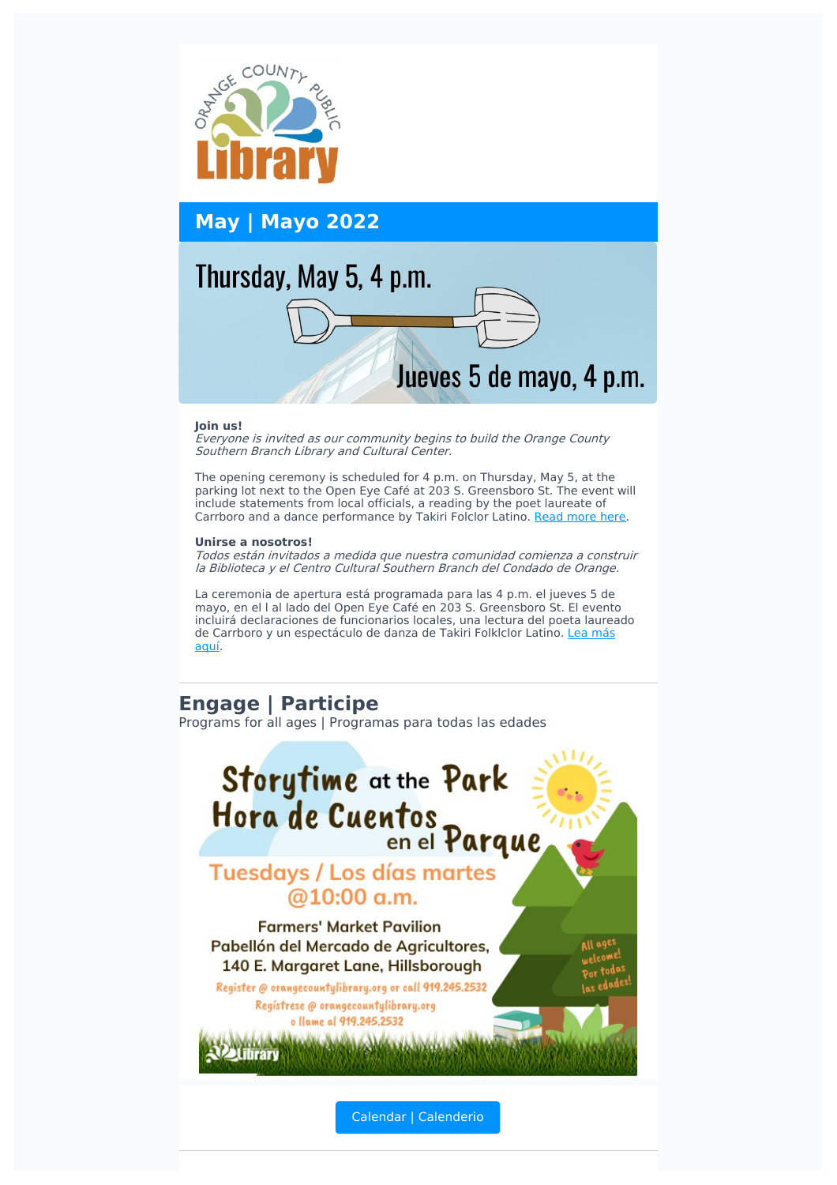Orange County Public Library

## May | Mayo 2022

Thursday, May 5, 4 p.m.

Jueves 5 de mayo, 4 p.m.

**Join us!**
*Everyone is invited as our community begins to build the Orange County Southern Branch Library and Cultural Center.*

The opening ceremony is scheduled for 4 p.m. on Thursday, May 5, at the parking lot next to the Open Eye Café at 203 S. Greensboro St. The event will include statements from local officials, a reading by the poet laureate of Carrboro and a dance performance by Takiri Folclor Latino. Read more here.

**Unirse a nosotros!**
*Todos están invitados a medida que nuestra comunidad comienza a construir la Biblioteca y el Centro Cultural Southern Branch del Condado de Orange.*

La ceremonia de apertura está programada para las 4 p.m. el jueves 5 de mayo, en el l al lado del Open Eye Café en 203 S. Greensboro St. El evento incluirá declaraciones de funcionarios locales, una lectura del poeta laureado de Carrboro y un espectáculo de danza de Takiri Folklclor Latino. Lea más aquí.

---

## Engage | Participe

Programs for all ages | Programas para todas las edades

**Storytime at the Park**
**Hora de Cuentos en el Parque**

Tuesdays / Los días martes
@10:00 a.m.

Farmers' Market Pavilion
Pabellón del Mercado de Agricultores,
140 E. Margaret Lane, Hillsborough

Register @ orangecountylibrary.org or call 919.245.2532
Regístrese @ orangecountylibrary.org o llame al 919.245.2532

All ages welcome! Por todas las edades!

Calendar | Calenderio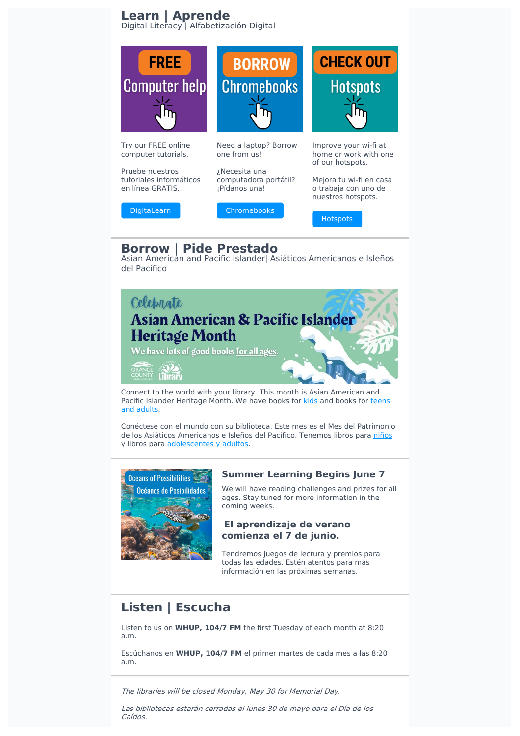## Learn | Aprende

Digital Literacy | Alfabetización Digital

Try our FREE online computer tutorials.

Pruebe nuestros tutoriales informáticos en línea GRATIS.

DigitaLearn

Need a laptop? Borrow one from us!

¿Necesita una computadora portátil? ¡Pídanos una!

Chromebooks

Improve your wi-fi at home or work with one of our hotspots.

Mejora tu wi-fi en casa o trabaja con uno de nuestros hotspots.

Hotspots

## Borrow | Pide Prestado

Asian American and Pacific Islander| Asiáticos Americanos e Isleños del Pacífico

Connect to the world with your library. This month is Asian American and Pacific Islander Heritage Month. We have books for kids and books for teens and adults.

Conéctese con el mundo con su biblioteca. Este mes es el Mes del Patrimonio de los Asiáticos Americanos e Isleños del Pacífico. Tenemos libros para niños y libros para adolescentes y adultos.

### Summer Learning Begins June 7

We will have reading challenges and prizes for all ages. Stay tuned for more information in the coming weeks.

### El aprendizaje de verano comienza el 7 de junio.

Tendremos juegos de lectura y premios para todas las edades. Estén atentos para más información en las próximas semanas.

## Listen | Escucha

Listen to us on **WHUP, 104/7 FM** the first Tuesday of each month at 8:20 a.m.

Escúchanos en **WHUP, 104/7 FM** el primer martes de cada mes a las 8:20 a.m.

*The libraries will be closed Monday, May 30 for Memorial Day.*

*Las bibliotecas estarán cerradas el lunes 30 de mayo para el Día de los Caídos.*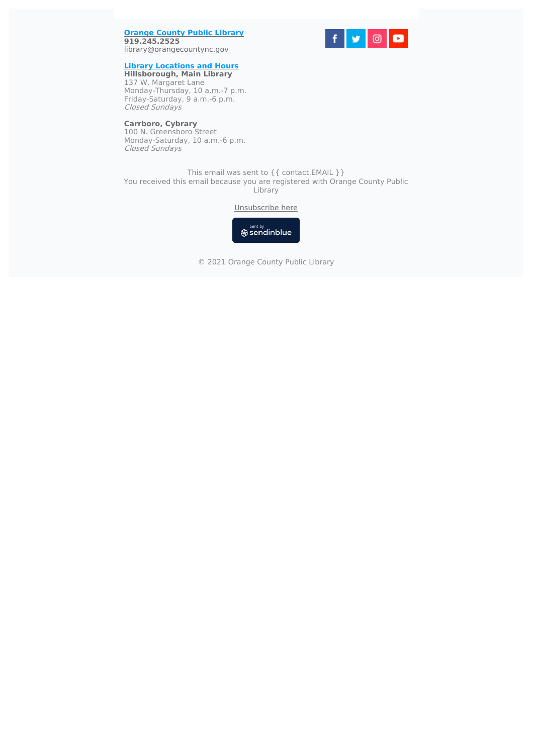**Orange County Public Library**
**919.245.2525**
library@orangecountync.gov

**Library Locations and Hours**
**Hillsborough, Main Library**
137 W. Margaret Lane
Monday-Thursday, 10 a.m.-7 p.m.
Friday-Saturday, 9 a.m.-6 p.m.
*Closed Sundays*

**Carrboro, Cybrary**
100 N. Greensboro Street
Monday-Saturday, 10 a.m.-6 p.m.
*Closed Sundays*

This email was sent to {{ contact.EMAIL }}
You received this email because you are registered with Orange County Public Library

Unsubscribe here

Sent by sendinblue

© 2021 Orange County Public Library